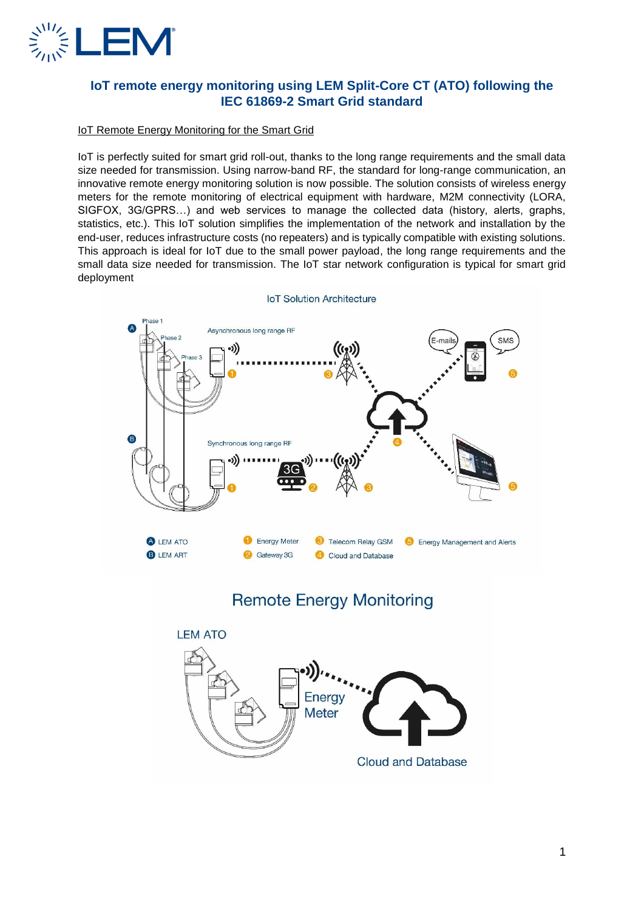# IoT remote energy monitoring using LEM Split-Core CT (ATO) following the IEC 61869-2 Smart Grid standard

## IoT Remote Energy Monitoring for the Smart Grid

IoT is perfectly suited for smart grid roll-out, thanks to the long range requirements and the small data size needed for transmission. Using narrow-band RF, the standard for long-range communication, an innovative remote energy monitoring solution is now possible. The solution consists of wireless energy meters for the remote monitoring of electrical equipment with hardware, M2M connectivity (LORA, SIGFOX, 3G/GPRS…) and web services to manage the collected data (history, alerts, graphs, statistics, etc.). This IoT solution simplifies the implementation of the network and installation by the end-user, reduces infrastructure costs (no repeaters) and is typically compatible with existing solutions. This approach is ideal for IoT due to the small power payload, the long range requirements and the small data size needed for transmission. The IoT star network configuration is typical for smart grid deployment

IoT Solution Architecture

Remote Energy Monitoring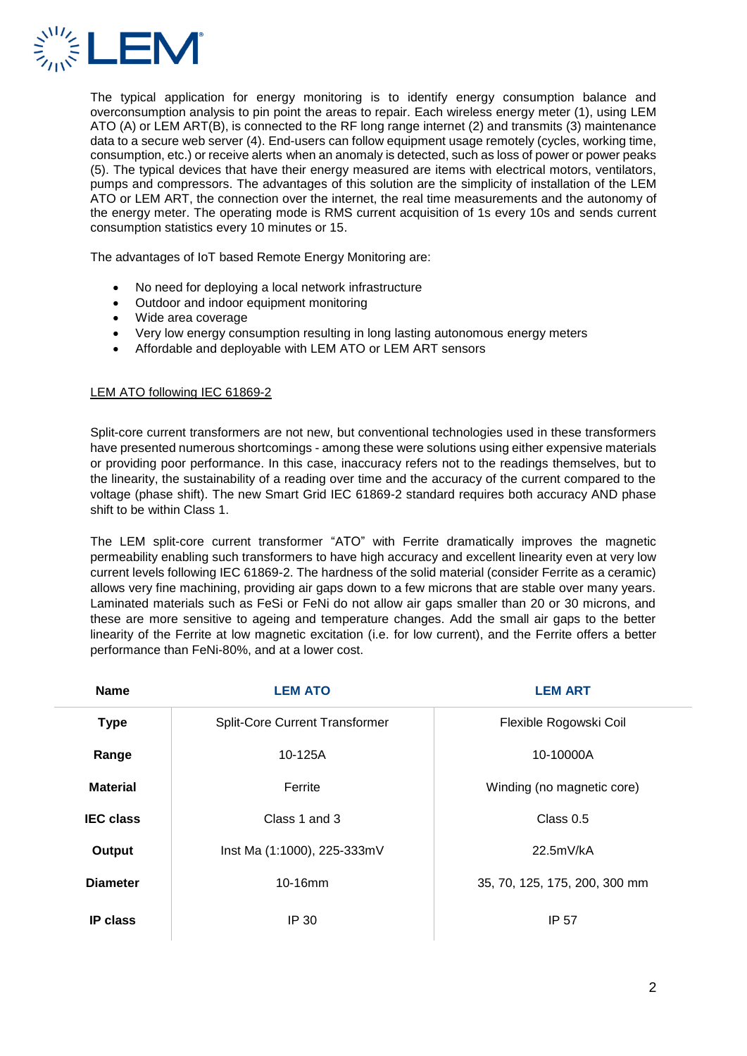The typical application for energy monitoring is to identify energy consumption balance and overconsumption analysis to pin point the areas to repair. Each wireless energy meter (1), using LEM ATO (A) or LEM ART(B), is connected to the RF long range internet (2) and transmits (3) maintenance data to a secure web server (4). End-users can follow equipment usage remotely (cycles, working time, consumption, etc.) or receive alerts when an anomaly is detected, such as loss of power or power peaks (5). The typical devices that have their energy measured are items with electrical motors, ventilators, pumps and compressors. The advantages of this solution are the simplicity of installation of the LEM ATO or LEM ART, the connection over the internet, the real time measurements and the autonomy of the energy meter. The operating mode is RMS current acquisition of 1s every 10s and sends current consumption statistics every 10 minutes or 15.

The advantages of IoT based Remote Energy Monitoring are:

- No need for deploying a local network infrastructure
- Outdoor and indoor equipment monitoring
- Wide area coverage
- Very low energy consumption resulting in long lasting autonomous energy meters
- Affordable and deployable with LEM ATO or LEM ART sensors

<u>LEM ATO following IEC 61869-2</u>

Split-core current transformers are not new, but conventional technologies used in these transformers have presented numerous shortcomings - among these were solutions using either expensive materials or providing poor performance. In this case, inaccuracy refers not to the readings themselves, but to the linearity, the sustainability of a reading over time and the accuracy of the current compared to the voltage (phase shift). The new Smart Grid IEC 61869-2 standard requires both accuracy AND phase shift to be within Class 1.

The LEM split-core current transformer "ATO" with Ferrite dramatically improves the magnetic permeability enabling such transformers to have high accuracy and excellent linearity even at very low current levels following IEC 61869-2. The hardness of the solid material (consider Ferrite as a ceramic) allows very fine machining, providing air gaps down to a few microns that are stable over many years. Laminated materials such as FeSi or FeNi do not allow air gaps smaller than 20 or 30 microns, and these are more sensitive to ageing and temperature changes. Add the small air gaps to the better linearity of the Ferrite at low magnetic excitation (i.e. for low current), and the Ferrite offers a better performance than FeNi-80%, and at a lower cost.

| Name | LEM ATO | LEM ART |
|---|---|---|
| **Type** | Split-Core Current Transformer | Flexible Rogowski Coil |
| **Range** | 10-125A | 10-10000A |
| **Material** | Ferrite | Winding (no magnetic core) |
| **IEC class** | Class 1 and 3 | Class 0.5 |
| **Output** | Inst Ma (1:1000), 225-333mV | 22.5mV/kA |
| **Diameter** | 10-16mm | 35, 70, 125, 175, 200, 300 mm |
| **IP class** | IP 30 | IP 57 |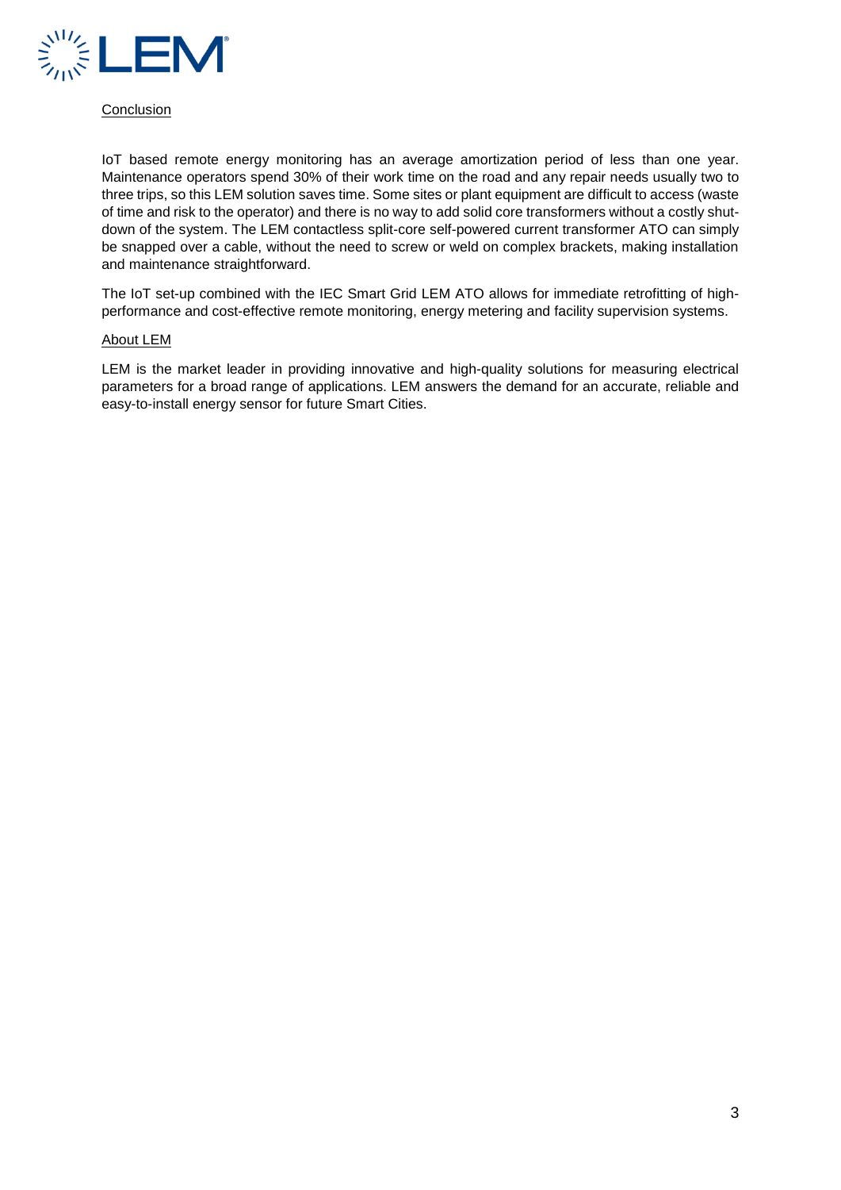## Conclusion

IoT based remote energy monitoring has an average amortization period of less than one year. Maintenance operators spend 30% of their work time on the road and any repair needs usually two to three trips, so this LEM solution saves time. Some sites or plant equipment are difficult to access (waste of time and risk to the operator) and there is no way to add solid core transformers without a costly shut-down of the system. The LEM contactless split-core self-powered current transformer ATO can simply be snapped over a cable, without the need to screw or weld on complex brackets, making installation and maintenance straightforward.

The IoT set-up combined with the IEC Smart Grid LEM ATO allows for immediate retrofitting of high-performance and cost-effective remote monitoring, energy metering and facility supervision systems.

## About LEM

LEM is the market leader in providing innovative and high-quality solutions for measuring electrical parameters for a broad range of applications. LEM answers the demand for an accurate, reliable and easy-to-install energy sensor for future Smart Cities.